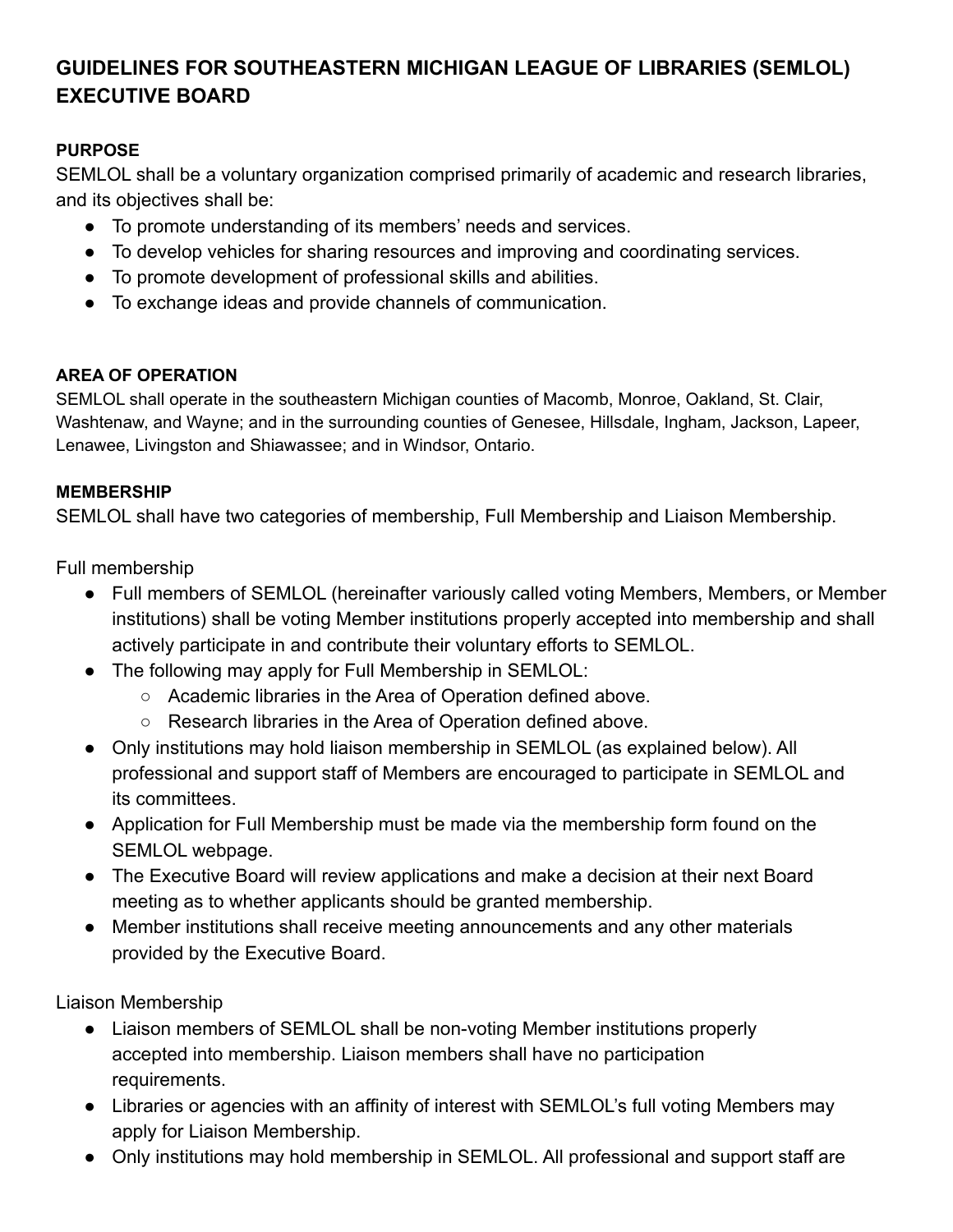# GUIDELINES FOR SOUTHEASTERN MICHIGAN LEAGUE OF LIBRARIES (SEMLOL) EXECUTIVE BOARD

## PURPOSE

SEMLOL shall be a voluntary organization comprised primarily of academic and research libraries, and its objectives shall be:

- To promote understanding of its members' needs and services.
- To develop vehicles for sharing resources and improving and coordinating services.
- To promote development of professional skills and abilities.
- To exchange ideas and provide channels of communication.

## AREA OF OPERATION

SEMLOL shall operate in the southeastern Michigan counties of Macomb, Monroe, Oakland, St. Clair, Washtenaw, and Wayne; and in the surrounding counties of Genesee, Hillsdale, Ingham, Jackson, Lapeer, Lenawee, Livingston and Shiawassee; and in Windsor, Ontario.

## MEMBERSHIP

SEMLOL shall have two categories of membership, Full Membership and Liaison Membership.

Full membership

- Full members of SEMLOL (hereinafter variously called voting Members, Members, or Member institutions) shall be voting Member institutions properly accepted into membership and shall actively participate in and contribute their voluntary efforts to SEMLOL.
- The following may apply for Full Membership in SEMLOL:
  - Academic libraries in the Area of Operation defined above.
  - Research libraries in the Area of Operation defined above.
- Only institutions may hold liaison membership in SEMLOL (as explained below). All professional and support staff of Members are encouraged to participate in SEMLOL and its committees.
- Application for Full Membership must be made via the membership form found on the SEMLOL webpage.
- The Executive Board will review applications and make a decision at their next Board meeting as to whether applicants should be granted membership.
- Member institutions shall receive meeting announcements and any other materials provided by the Executive Board.

Liaison Membership

- Liaison members of SEMLOL shall be non-voting Member institutions properly accepted into membership. Liaison members shall have no participation requirements.
- Libraries or agencies with an affinity of interest with SEMLOL's full voting Members may apply for Liaison Membership.
- Only institutions may hold membership in SEMLOL. All professional and support staff are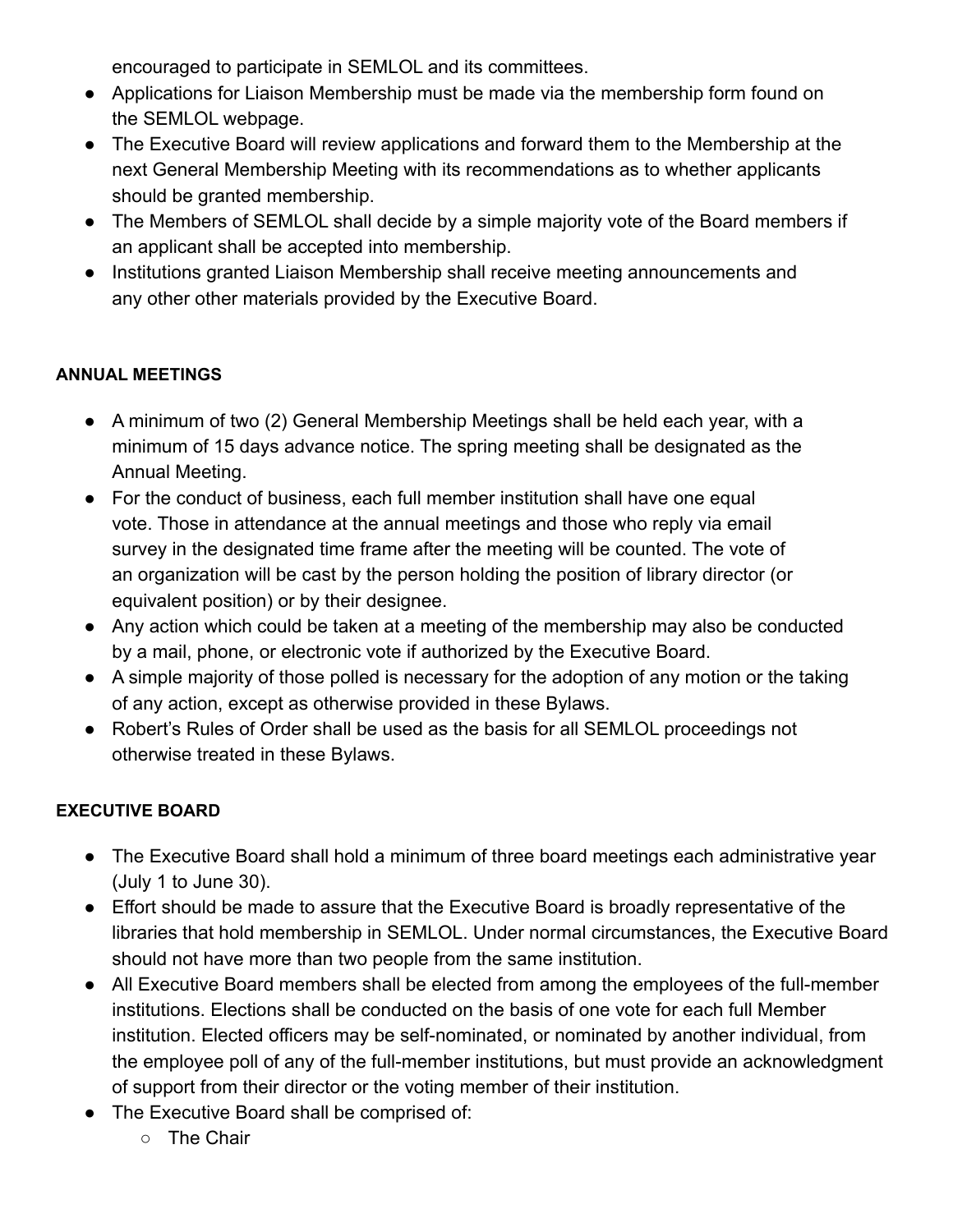encouraged to participate in SEMLOL and its committees.

- Applications for Liaison Membership must be made via the membership form found on the SEMLOL webpage.
- The Executive Board will review applications and forward them to the Membership at the next General Membership Meeting with its recommendations as to whether applicants should be granted membership.
- The Members of SEMLOL shall decide by a simple majority vote of the Board members if an applicant shall be accepted into membership.
- Institutions granted Liaison Membership shall receive meeting announcements and any other other materials provided by the Executive Board.

**ANNUAL MEETINGS**

- A minimum of two (2) General Membership Meetings shall be held each year, with a minimum of 15 days advance notice. The spring meeting shall be designated as the Annual Meeting.
- For the conduct of business, each full member institution shall have one equal vote. Those in attendance at the annual meetings and those who reply via email survey in the designated time frame after the meeting will be counted. The vote of an organization will be cast by the person holding the position of library director (or equivalent position) or by their designee.
- Any action which could be taken at a meeting of the membership may also be conducted by a mail, phone, or electronic vote if authorized by the Executive Board.
- A simple majority of those polled is necessary for the adoption of any motion or the taking of any action, except as otherwise provided in these Bylaws.
- Robert's Rules of Order shall be used as the basis for all SEMLOL proceedings not otherwise treated in these Bylaws.

**EXECUTIVE BOARD**

- The Executive Board shall hold a minimum of three board meetings each administrative year (July 1 to June 30).
- Effort should be made to assure that the Executive Board is broadly representative of the libraries that hold membership in SEMLOL. Under normal circumstances, the Executive Board should not have more than two people from the same institution.
- All Executive Board members shall be elected from among the employees of the full-member institutions. Elections shall be conducted on the basis of one vote for each full Member institution. Elected officers may be self-nominated, or nominated by another individual, from the employee poll of any of the full-member institutions, but must provide an acknowledgment of support from their director or the voting member of their institution.
- The Executive Board shall be comprised of:
    - The Chair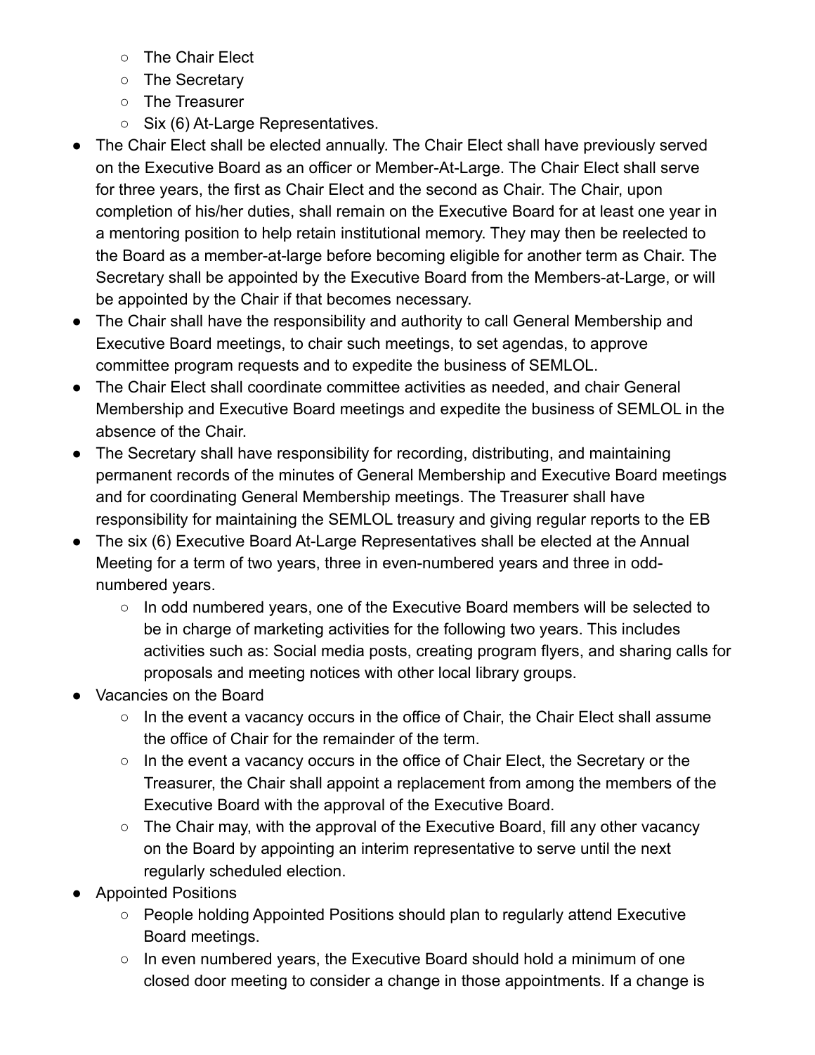- The Chair Elect
    - The Secretary
    - The Treasurer
    - Six (6) At-Large Representatives.
- The Chair Elect shall be elected annually. The Chair Elect shall have previously served on the Executive Board as an officer or Member-At-Large. The Chair Elect shall serve for three years, the first as Chair Elect and the second as Chair. The Chair, upon completion of his/her duties, shall remain on the Executive Board for at least one year in a mentoring position to help retain institutional memory. They may then be reelected to the Board as a member-at-large before becoming eligible for another term as Chair. The Secretary shall be appointed by the Executive Board from the Members-at-Large, or will be appointed by the Chair if that becomes necessary.
- The Chair shall have the responsibility and authority to call General Membership and Executive Board meetings, to chair such meetings, to set agendas, to approve committee program requests and to expedite the business of SEMLOL.
- The Chair Elect shall coordinate committee activities as needed, and chair General Membership and Executive Board meetings and expedite the business of SEMLOL in the absence of the Chair.
- The Secretary shall have responsibility for recording, distributing, and maintaining permanent records of the minutes of General Membership and Executive Board meetings and for coordinating General Membership meetings. The Treasurer shall have responsibility for maintaining the SEMLOL treasury and giving regular reports to the EB
- The six (6) Executive Board At-Large Representatives shall be elected at the Annual Meeting for a term of two years, three in even-numbered years and three in odd-numbered years.
    - In odd numbered years, one of the Executive Board members will be selected to be in charge of marketing activities for the following two years. This includes activities such as: Social media posts, creating program flyers, and sharing calls for proposals and meeting notices with other local library groups.
- Vacancies on the Board
    - In the event a vacancy occurs in the office of Chair, the Chair Elect shall assume the office of Chair for the remainder of the term.
    - In the event a vacancy occurs in the office of Chair Elect, the Secretary or the Treasurer, the Chair shall appoint a replacement from among the members of the Executive Board with the approval of the Executive Board.
    - The Chair may, with the approval of the Executive Board, fill any other vacancy on the Board by appointing an interim representative to serve until the next regularly scheduled election.
- Appointed Positions
    - People holding Appointed Positions should plan to regularly attend Executive Board meetings.
    - In even numbered years, the Executive Board should hold a minimum of one closed door meeting to consider a change in those appointments. If a change is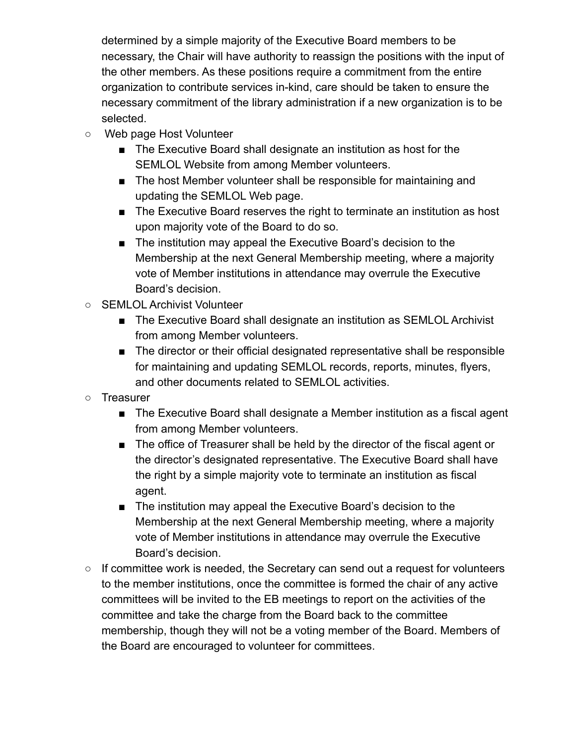determined by a simple majority of the Executive Board members to be necessary, the Chair will have authority to reassign the positions with the input of the other members. As these positions require a commitment from the entire organization to contribute services in-kind, care should be taken to ensure the necessary commitment of the library administration if a new organization is to be selected.

- Web page Host Volunteer
  - The Executive Board shall designate an institution as host for the SEMLOL Website from among Member volunteers.
  - The host Member volunteer shall be responsible for maintaining and updating the SEMLOL Web page.
  - The Executive Board reserves the right to terminate an institution as host upon majority vote of the Board to do so.
  - The institution may appeal the Executive Board's decision to the Membership at the next General Membership meeting, where a majority vote of Member institutions in attendance may overrule the Executive Board's decision.
- SEMLOL Archivist Volunteer
  - The Executive Board shall designate an institution as SEMLOL Archivist from among Member volunteers.
  - The director or their official designated representative shall be responsible for maintaining and updating SEMLOL records, reports, minutes, flyers, and other documents related to SEMLOL activities.
- Treasurer
  - The Executive Board shall designate a Member institution as a fiscal agent from among Member volunteers.
  - The office of Treasurer shall be held by the director of the fiscal agent or the director's designated representative. The Executive Board shall have the right by a simple majority vote to terminate an institution as fiscal agent.
  - The institution may appeal the Executive Board's decision to the Membership at the next General Membership meeting, where a majority vote of Member institutions in attendance may overrule the Executive Board's decision.
- If committee work is needed, the Secretary can send out a request for volunteers to the member institutions, once the committee is formed the chair of any active committees will be invited to the EB meetings to report on the activities of the committee and take the charge from the Board back to the committee membership, though they will not be a voting member of the Board. Members of the Board are encouraged to volunteer for committees.